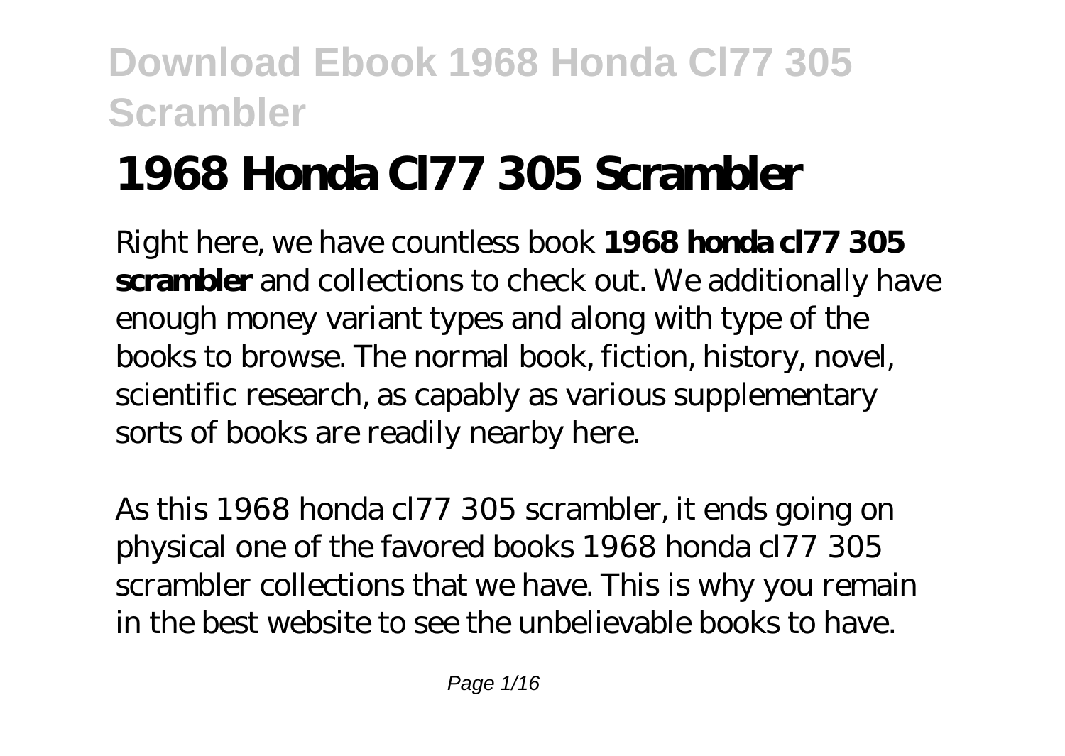# 1968 Honda Cl77 305 Scrambler

Right here, we have countless book **1968 honda cl77 305 scrambler** and collections to check out. We additionally have enough money variant types and along with type of the books to browse. The normal book, fiction, history, novel, scientific research, as capably as various supplementary sorts of books are readily nearby here.

As this 1968 honda cl77 305 scrambler, it ends going on physical one of the favored books 1968 honda cl77 305 scrambler collections that we have. This is why you remain in the best website to see the unbelievable books to have.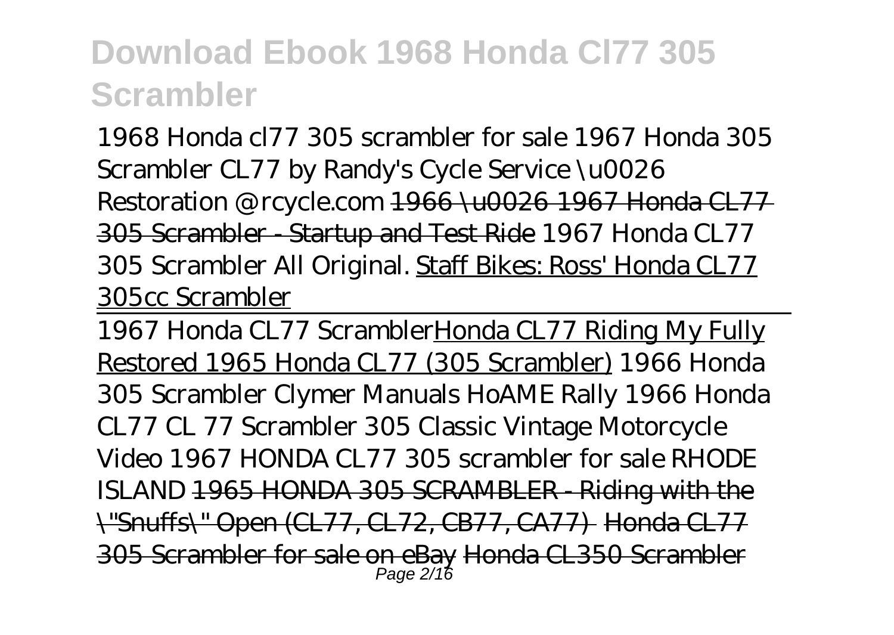# Download Ebook 1968 Honda Cl77 305 Scrambler

*1968 Honda cl77 305 scrambler for sale 1967 Honda 305 Scrambler CL77 by Randy's Cycle Service \u0026 Restoration @ rcycle.com* ~~1966 \u0026 1967 Honda CL77 305 Scrambler - Startup and Test Ride~~ *1967 Honda CL77 305 Scrambler All Original.* Staff Bikes: Ross' Honda CL77 305cc Scrambler

---

1967 Honda CL77 ScramblerHonda CL77 Riding My Fully Restored 1965 Honda CL77 (305 Scrambler) *1966 Honda 305 Scrambler Clymer Manuals HoAME Rally 1966 Honda CL77 CL 77 Scrambler 305 Classic Vintage Motorcycle Video 1967 HONDA CL77 305 scrambler for sale RHODE ISLAND* ~~1965 HONDA 305 SCRAMBLER - Riding with the \"Snuffs\" Open (CL77, CL72, CB77, CA77)~~ ~~Honda CL77 305 Scrambler for sale on eBay~~ ~~Honda CL350 Scrambler~~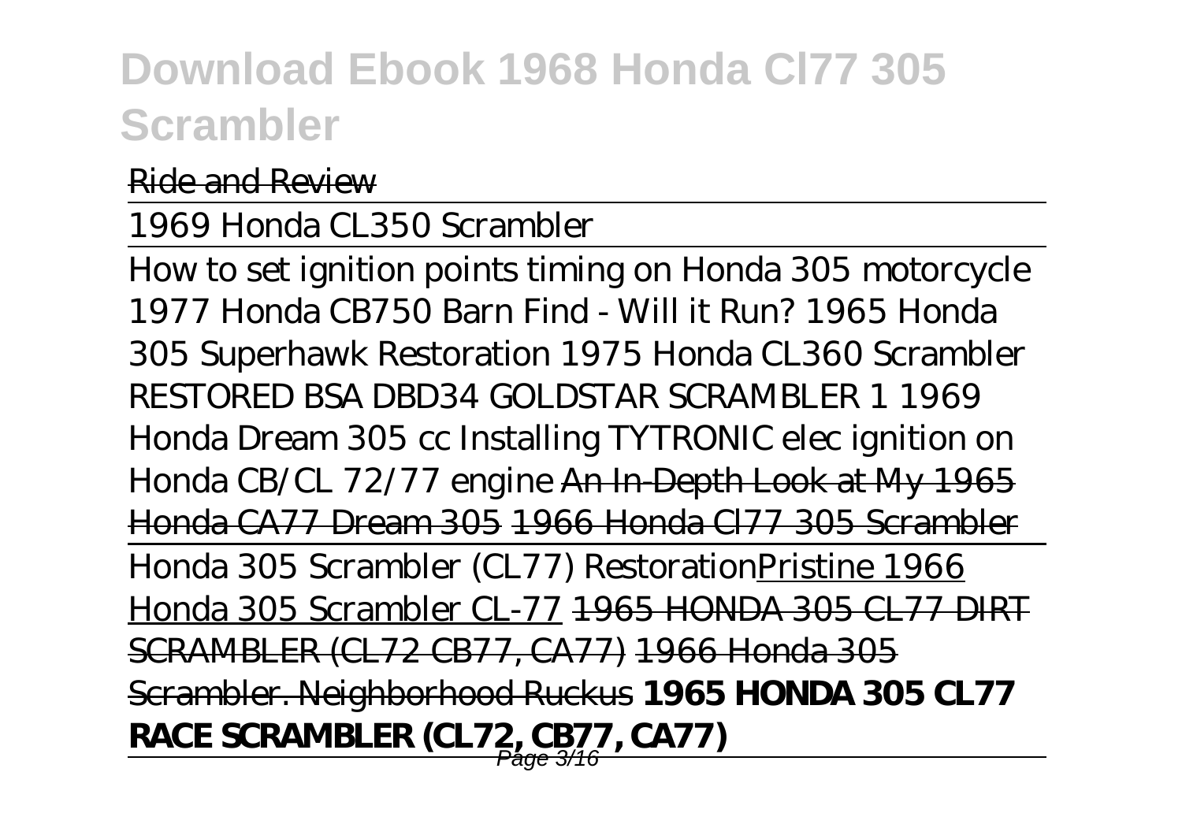Ride and Review

1969 Honda CL350 Scrambler

*How to set ignition points timing on Honda 305 motorcycle* *1977 Honda CB750 Barn Find - Will it Run?* *1965 Honda 305 Superhawk Restoration* *1975 Honda CL360 Scrambler* *RESTORED BSA DBD34 GOLDSTAR SCRAMBLER 1* *1969 Honda Dream 305 cc* *Installing TYTRONIC elec ignition on Honda CB/CL 72/77 engine* ~~An In-Depth Look at My 1965 Honda CA77 Dream 305~~ ~~1966 Honda Cl77 305 Scrambler~~

Honda 305 Scrambler (CL77) Restoration Pristine 1966 Honda 305 Scrambler CL-77 ~~1965 HONDA 305 CL77 DIRT SCRAMBLER (CL72 CB77, CA77)~~ ~~1966 Honda 305 Scrambler. Neighborhood Ruckus~~ **1965 HONDA 305 CL77 RACE SCRAMBLER (CL72, CB77, CA77)**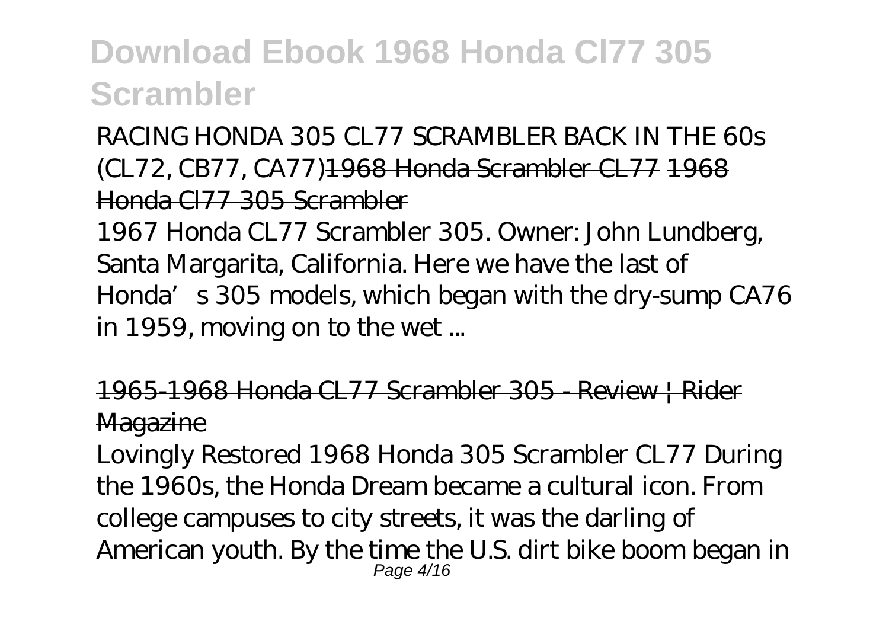RACING HONDA 305 CL77 SCRAMBLER BACK IN THE 60s (CL72, CB77, CA77)1968 Honda Scrambler CL77 1968 Honda Cl77 305 Scrambler

1967 Honda CL77 Scrambler 305. Owner: John Lundberg, Santa Margarita, California. Here we have the last of Honda's 305 models, which began with the dry-sump CA76 in 1959, moving on to the wet ...

1965-1968 Honda CL77 Scrambler 305 - Review | Rider Magazine

Lovingly Restored 1968 Honda 305 Scrambler CL77 During the 1960s, the Honda Dream became a cultural icon. From college campuses to city streets, it was the darling of American youth. By the time the U.S. dirt bike boom began in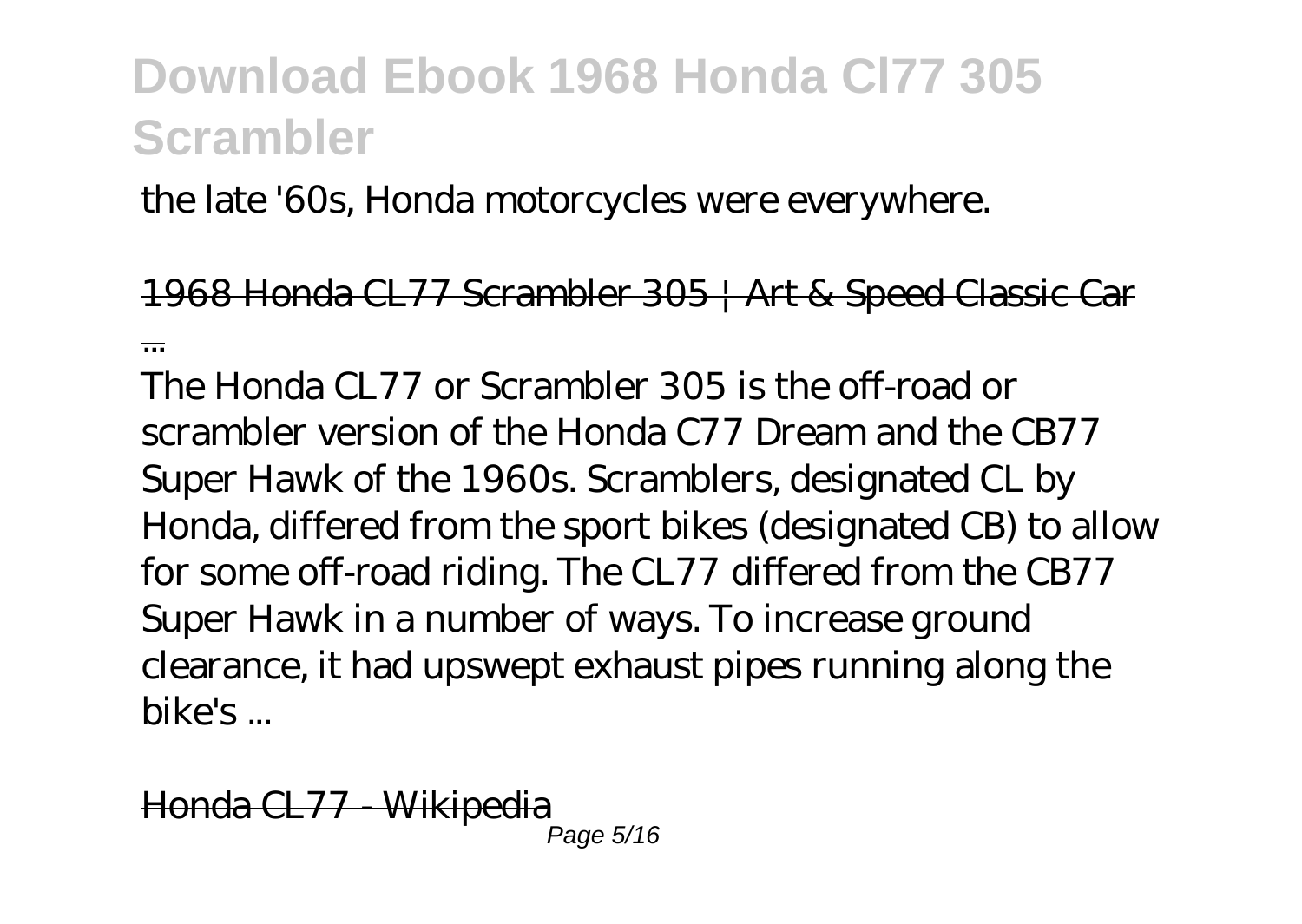the late '60s, Honda motorcycles were everywhere.

~~1968 Honda CL77 Scrambler 305 | Art & Speed Classic Car ...~~

The Honda CL77 or Scrambler 305 is the off-road or scrambler version of the Honda C77 Dream and the CB77 Super Hawk of the 1960s. Scramblers, designated CL by Honda, differed from the sport bikes (designated CB) to allow for some off-road riding. The CL77 differed from the CB77 Super Hawk in a number of ways. To increase ground clearance, it had upswept exhaust pipes running along the bike's ...

~~Honda CL77 - Wikipedia~~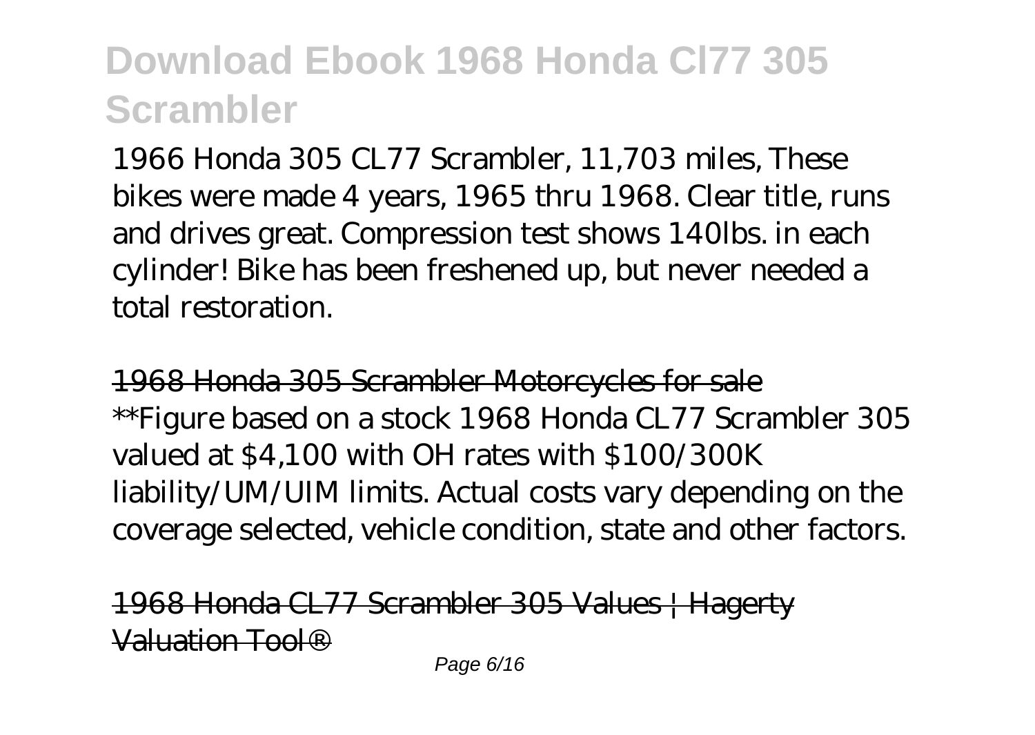1966 Honda 305 CL77 Scrambler, 11,703 miles, These bikes were made 4 years, 1965 thru 1968. Clear title, runs and drives great. Compression test shows 140lbs. in each cylinder! Bike has been freshened up, but never needed a total restoration.

1968 Honda 305 Scrambler Motorcycles for sale

**Figure based on a stock 1968 Honda CL77 Scrambler 305 valued at $4,100 with OH rates with $100/300K liability/UM/UIM limits. Actual costs vary depending on the coverage selected, vehicle condition, state and other factors.

1968 Honda CL77 Scrambler 305 Values | Hagerty Valuation Tool®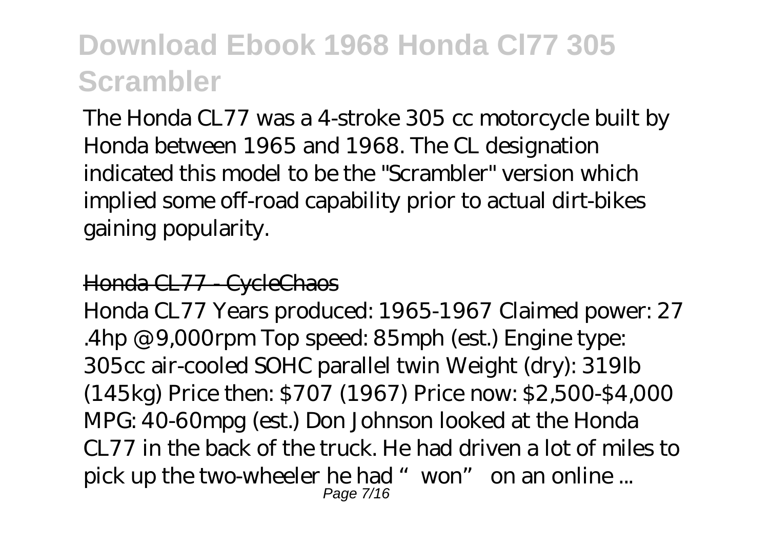The Honda CL77 was a 4-stroke 305 cc motorcycle built by Honda between 1965 and 1968. The CL designation indicated this model to be the "Scrambler" version which implied some off-road capability prior to actual dirt-bikes gaining popularity.

## Honda CL77 - CycleChaos

Honda CL77 Years produced: 1965-1967 Claimed power: 27 .4hp @ 9,000rpm Top speed: 85mph (est.) Engine type: 305cc air-cooled SOHC parallel twin Weight (dry): 319lb (145kg) Price then: $707 (1967) Price now: $2,500-$4,000 MPG: 40-60mpg (est.) Don Johnson looked at the Honda CL77 in the back of the truck. He had driven a lot of miles to pick up the two-wheeler he had "won" on an online ...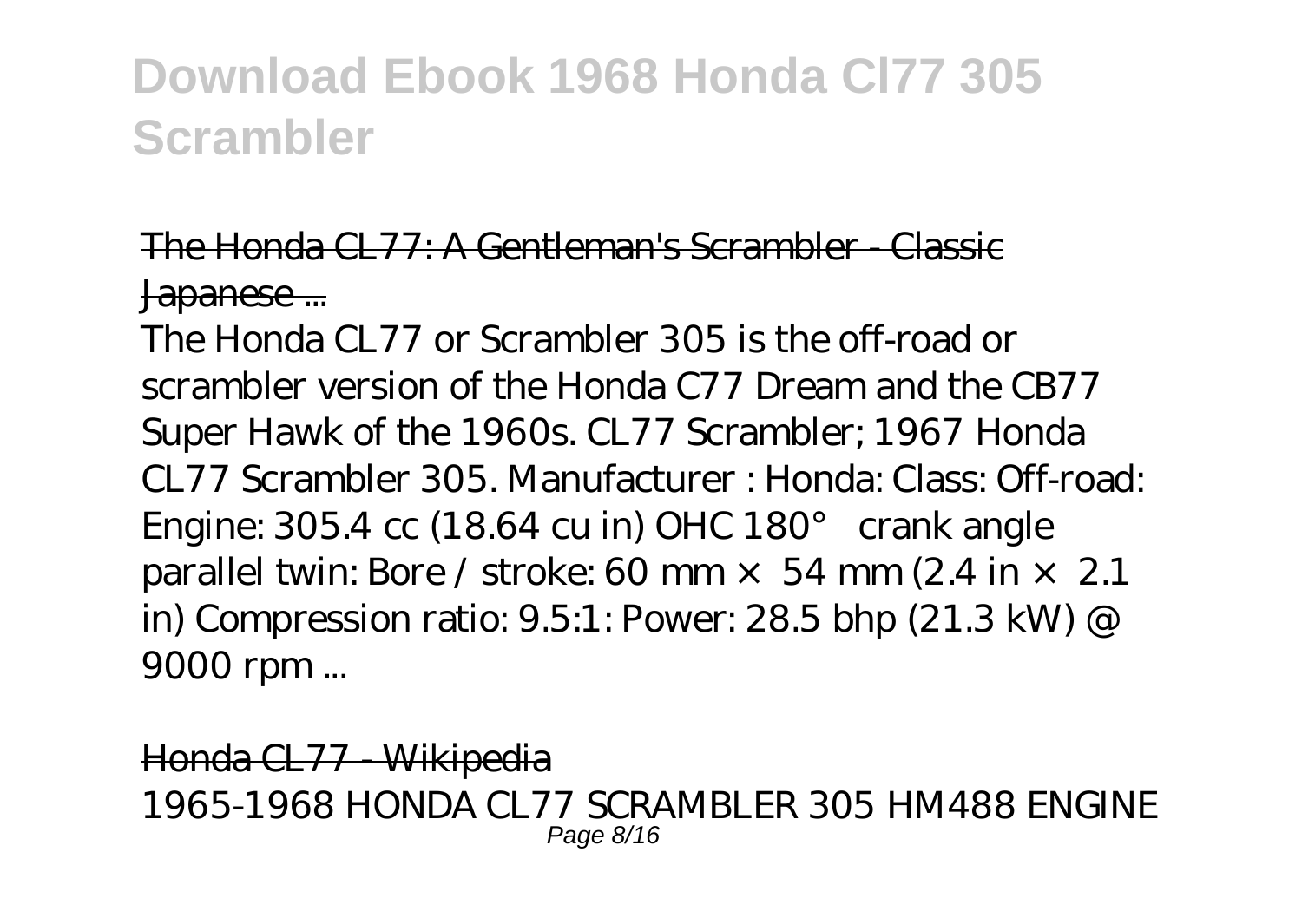# Download Ebook 1968 Honda Cl77 305 Scrambler

The Honda CL77: A Gentleman's Scrambler - Classic Japanese ...

The Honda CL77 or Scrambler 305 is the off-road or scrambler version of the Honda C77 Dream and the CB77 Super Hawk of the 1960s. CL77 Scrambler; 1967 Honda CL77 Scrambler 305. Manufacturer : Honda: Class: Off-road: Engine: 305.4 cc (18.64 cu in) OHC 180° crank angle parallel twin: Bore / stroke: 60 mm × 54 mm (2.4 in × 2.1 in) Compression ratio: 9.5:1: Power: 28.5 bhp (21.3 kW) @ 9000 rpm ...

Honda CL77 - Wikipedia

1965-1968 HONDA CL77 SCRAMBLER 305 HM488 ENGINE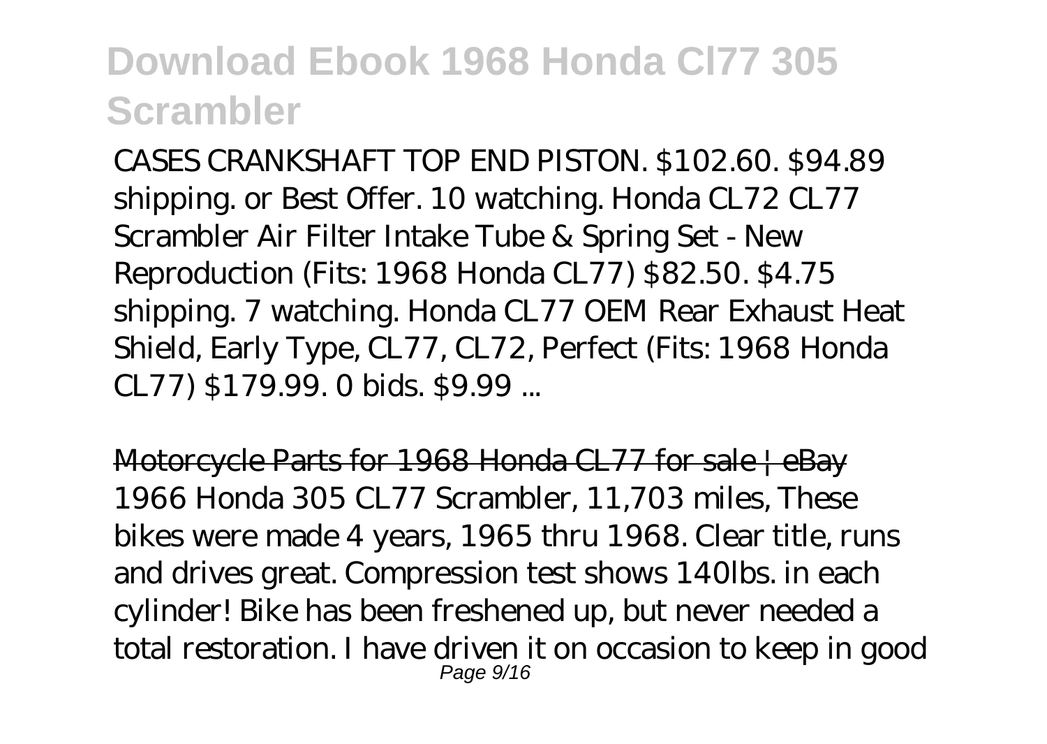CASES CRANKSHAFT TOP END PISTON. $102.60. $94.89 shipping. or Best Offer. 10 watching. Honda CL72 CL77 Scrambler Air Filter Intake Tube & Spring Set - New Reproduction (Fits: 1968 Honda CL77) $82.50. $4.75 shipping. 7 watching. Honda CL77 OEM Rear Exhaust Heat Shield, Early Type, CL77, CL72, Perfect (Fits: 1968 Honda CL77) $179.99. 0 bids. $9.99 ...

Motorcycle Parts for 1968 Honda CL77 for sale | eBay
1966 Honda 305 CL77 Scrambler, 11,703 miles, These bikes were made 4 years, 1965 thru 1968. Clear title, runs and drives great. Compression test shows 140lbs. in each cylinder! Bike has been freshened up, but never needed a total restoration. I have driven it on occasion to keep in good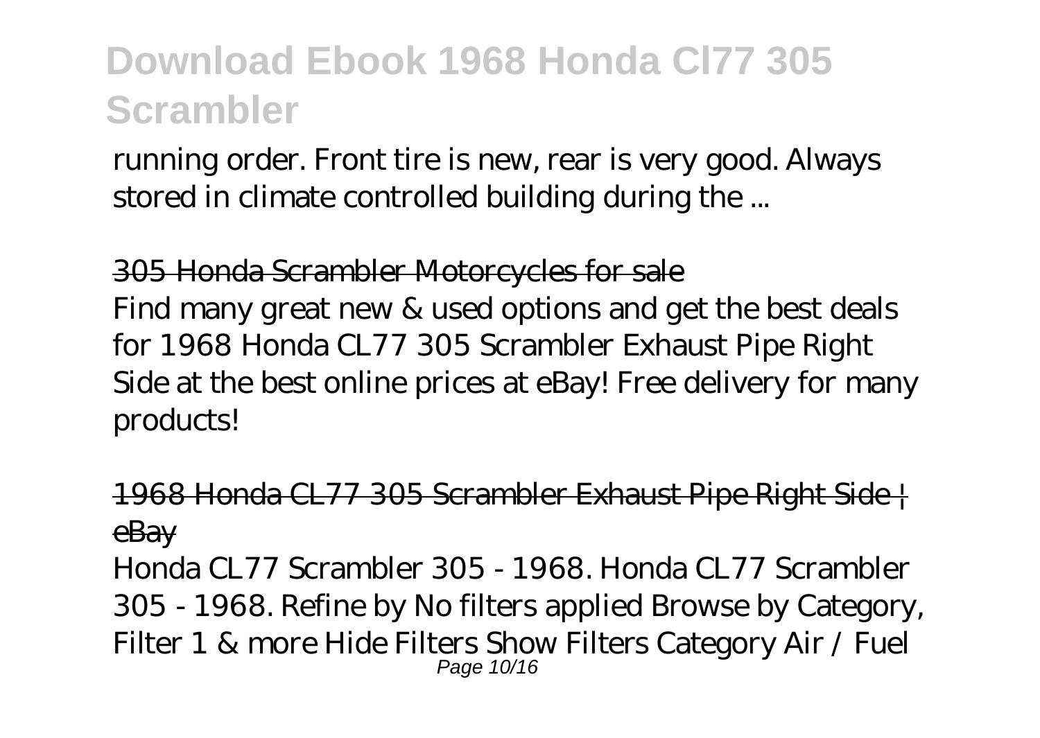running order. Front tire is new, rear is very good. Always stored in climate controlled building during the ...

## 305 Honda Scrambler Motorcycles for sale

Find many great new & used options and get the best deals for 1968 Honda CL77 305 Scrambler Exhaust Pipe Right Side at the best online prices at eBay! Free delivery for many products!

## 1968 Honda CL77 305 Scrambler Exhaust Pipe Right Side | eBay

Honda CL77 Scrambler 305 - 1968. Honda CL77 Scrambler 305 - 1968. Refine by No filters applied Browse by Category, Filter 1 & more Hide Filters Show Filters Category Air / Fuel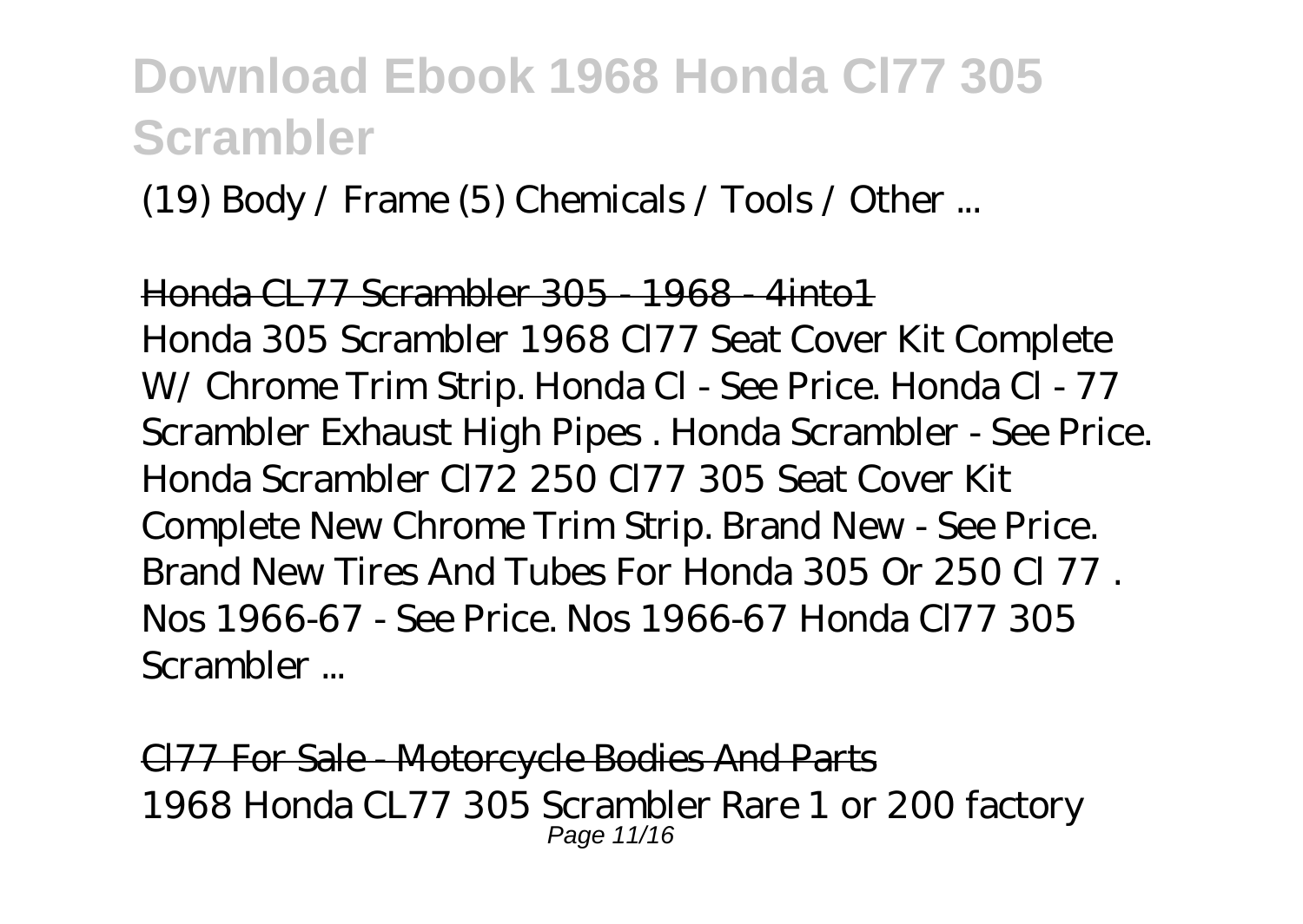(19) Body / Frame (5) Chemicals / Tools / Other ...

Honda CL77 Scrambler 305 - 1968 - 4into1

Honda 305 Scrambler 1968 Cl77 Seat Cover Kit Complete W/ Chrome Trim Strip. Honda Cl - See Price. Honda Cl - 77 Scrambler Exhaust High Pipes . Honda Scrambler - See Price. Honda Scrambler Cl72 250 Cl77 305 Seat Cover Kit Complete New Chrome Trim Strip. Brand New - See Price. Brand New Tires And Tubes For Honda 305 Or 250 Cl 77 . Nos 1966-67 - See Price. Nos 1966-67 Honda Cl77 305 Scrambler ...

Cl77 For Sale - Motorcycle Bodies And Parts

1968 Honda CL77 305 Scrambler Rare 1 or 200 factory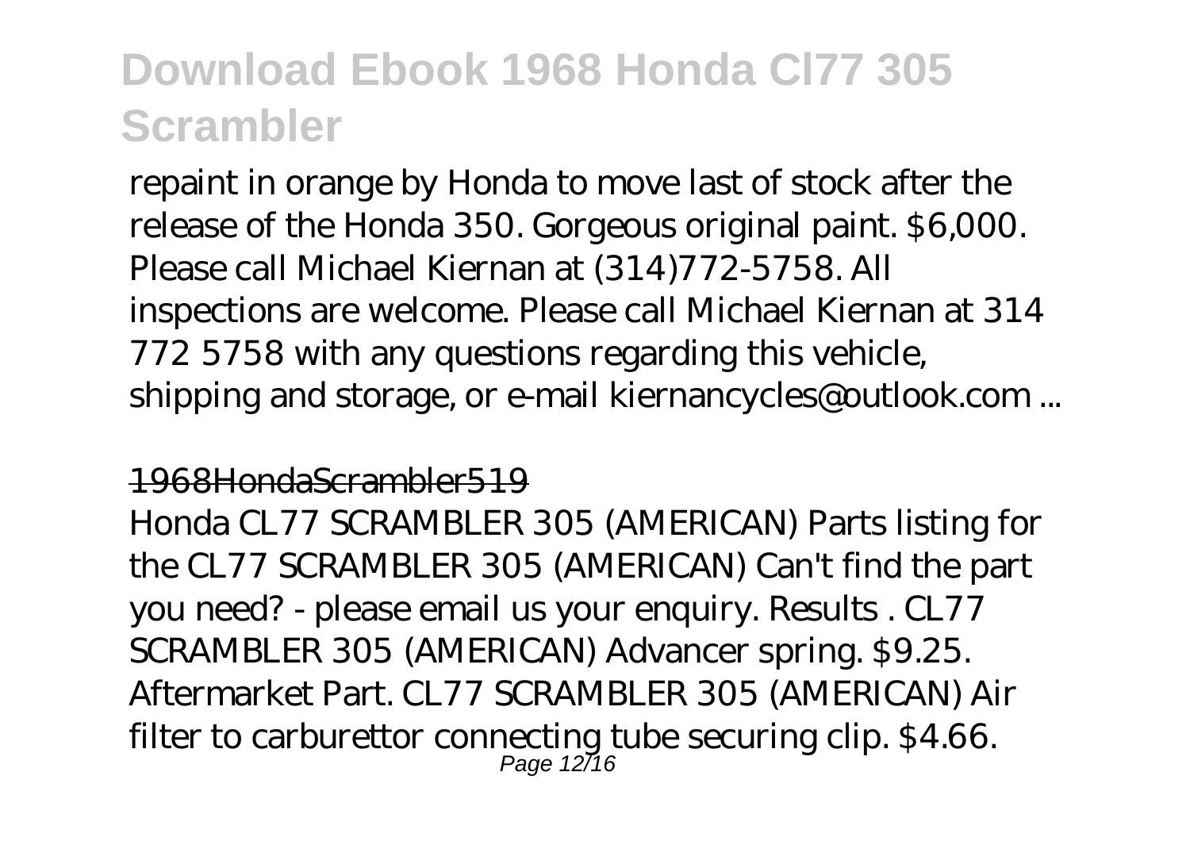repaint in orange by Honda to move last of stock after the release of the Honda 350. Gorgeous original paint. $6,000. Please call Michael Kiernan at (314)772-5758. All inspections are welcome. Please call Michael Kiernan at 314 772 5758 with any questions regarding this vehicle, shipping and storage, or e-mail kiernancycles@outlook.com ...

## 1968HondaScrambler519

Honda CL77 SCRAMBLER 305 (AMERICAN) Parts listing for the CL77 SCRAMBLER 305 (AMERICAN) Can't find the part you need? - please email us your enquiry. Results . CL77 SCRAMBLER 305 (AMERICAN) Advancer spring. $9.25. Aftermarket Part. CL77 SCRAMBLER 305 (AMERICAN) Air filter to carburettor connecting tube securing clip. $4.66.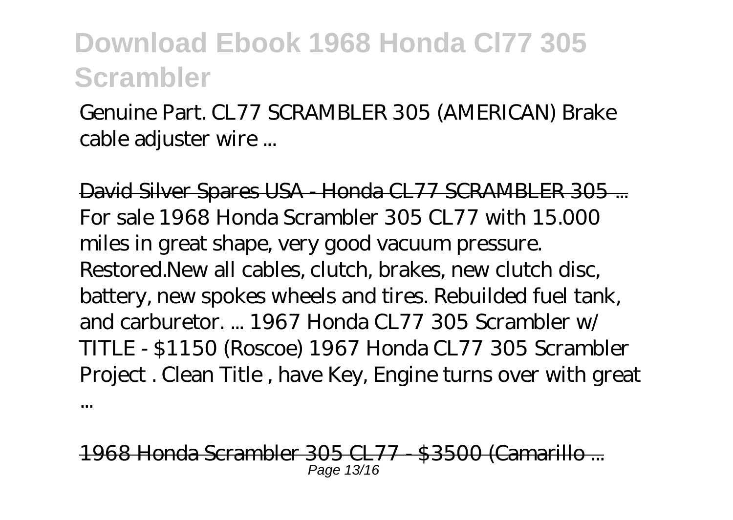Genuine Part. CL77 SCRAMBLER 305 (AMERICAN) Brake cable adjuster wire ...

David Silver Spares USA - Honda CL77 SCRAMBLER 305 ...

For sale 1968 Honda Scrambler 305 CL77 with 15.000 miles in great shape, very good vacuum pressure. Restored.New all cables, clutch, brakes, new clutch disc, battery, new spokes wheels and tires. Rebuilded fuel tank, and carburetor. ... 1967 Honda CL77 305 Scrambler w/ TITLE - $1150 (Roscoe) 1967 Honda CL77 305 Scrambler Project . Clean Title , have Key, Engine turns over with great ...

1968 Honda Scrambler 305 CL77 - $3500 (Camarillo ...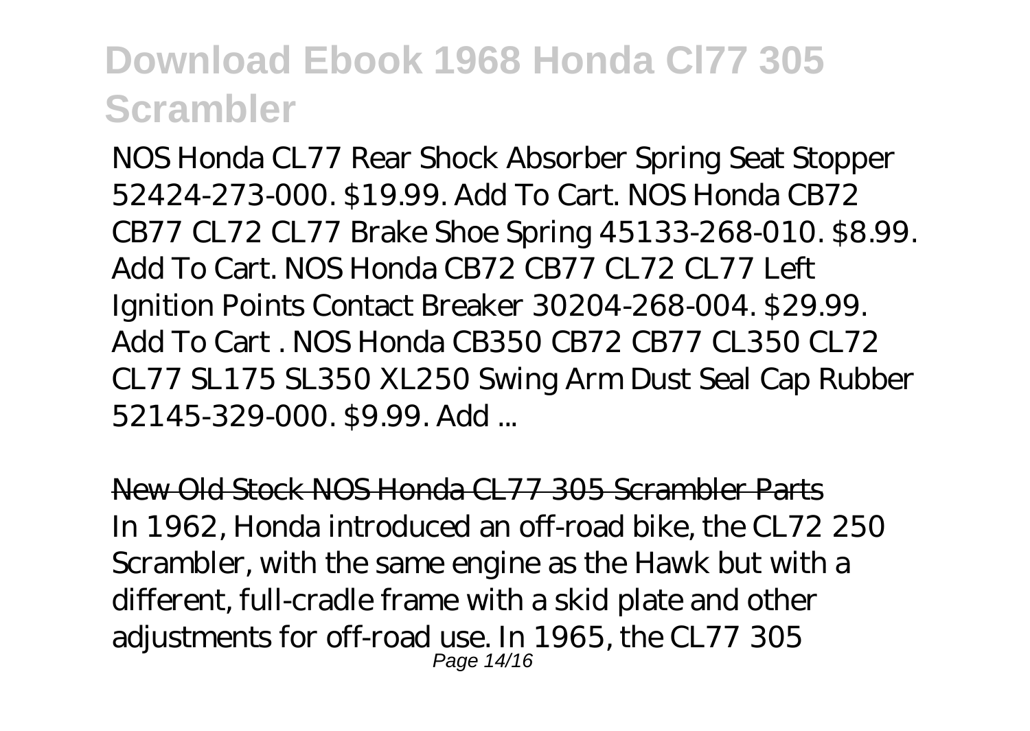NOS Honda CL77 Rear Shock Absorber Spring Seat Stopper 52424-273-000. $19.99. Add To Cart. NOS Honda CB72 CB77 CL72 CL77 Brake Shoe Spring 45133-268-010. $8.99. Add To Cart. NOS Honda CB72 CB77 CL72 CL77 Left Ignition Points Contact Breaker 30204-268-004. $29.99. Add To Cart . NOS Honda CB350 CB72 CB77 CL350 CL72 CL77 SL175 SL350 XL250 Swing Arm Dust Seal Cap Rubber 52145-329-000. $9.99. Add ...

## New Old Stock NOS Honda CL77 305 Scrambler Parts

In 1962, Honda introduced an off-road bike, the CL72 250 Scrambler, with the same engine as the Hawk but with a different, full-cradle frame with a skid plate and other adjustments for off-road use. In 1965, the CL77 305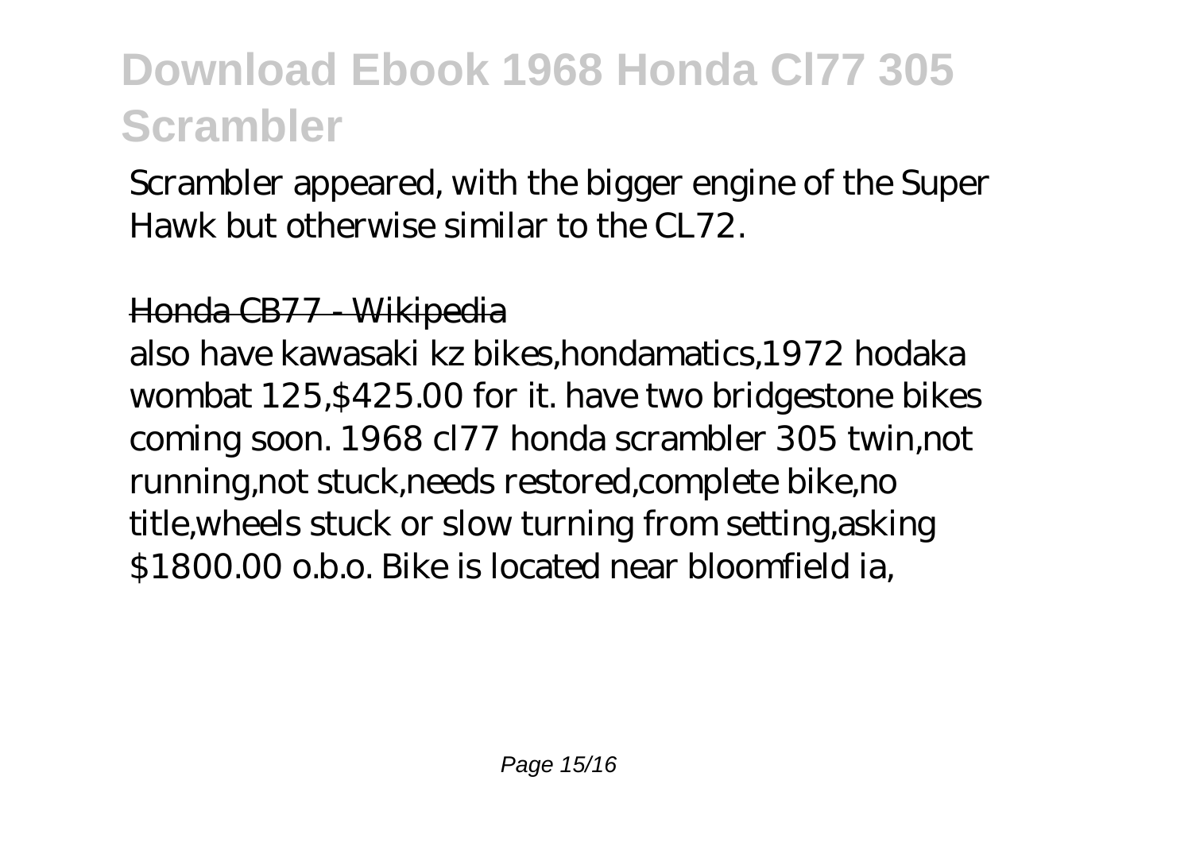Scrambler appeared, with the bigger engine of the Super Hawk but otherwise similar to the CL72.

Honda CB77 - Wikipedia

also have kawasaki kz bikes,hondamatics,1972 hodaka wombat 125,$425.00 for it. have two bridgestone bikes coming soon. 1968 cl77 honda scrambler 305 twin,not running,not stuck,needs restored,complete bike,no title,wheels stuck or slow turning from setting,asking $1800.00 o.b.o. Bike is located near bloomfield ia,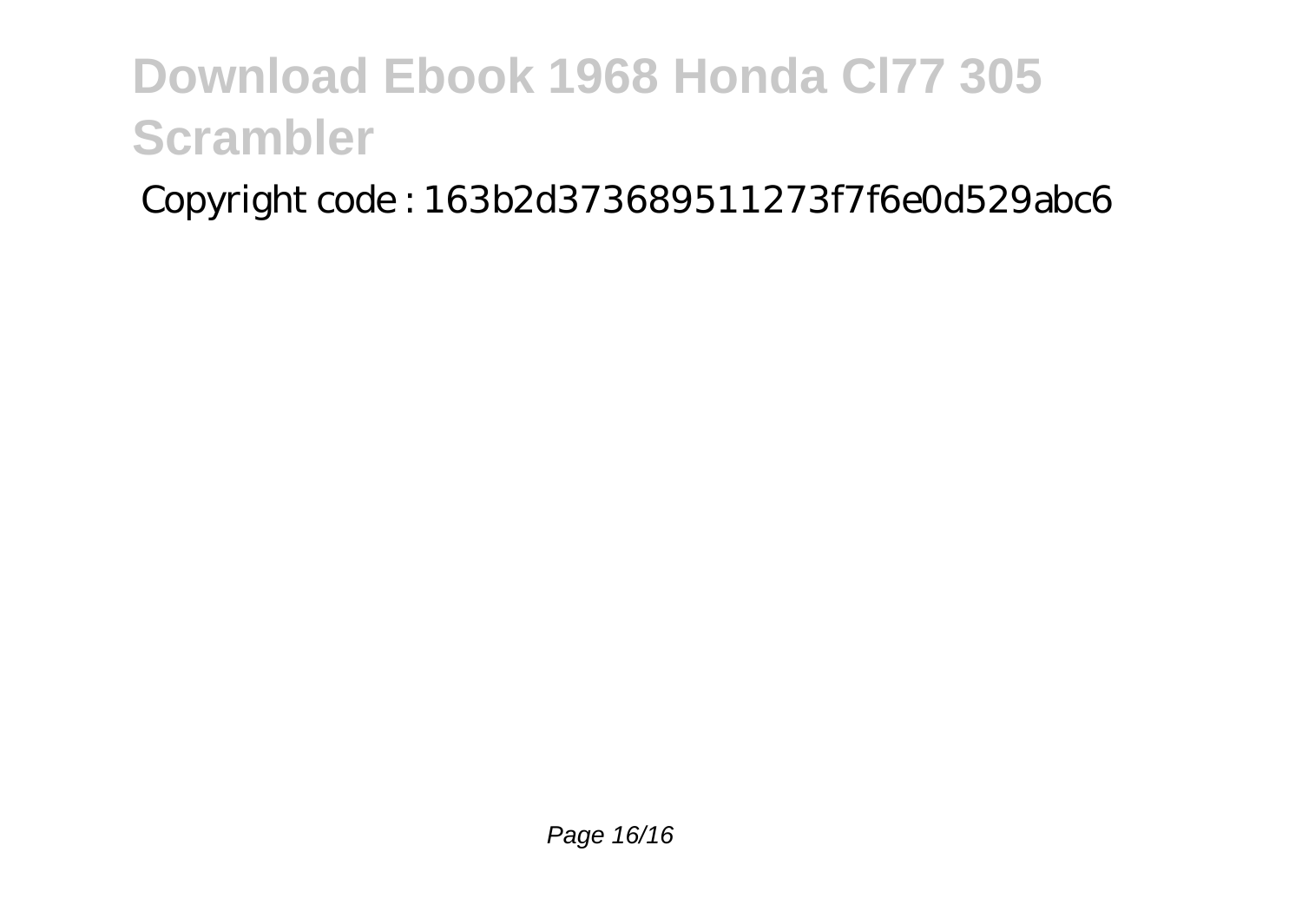Copyright code : 163b2d373689511273f7f6e0d529abc6